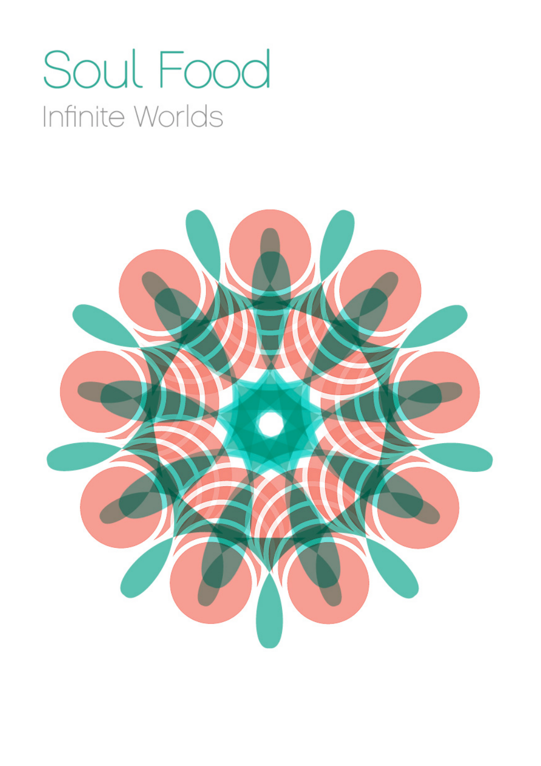# Soul Food

## Infinite Worlds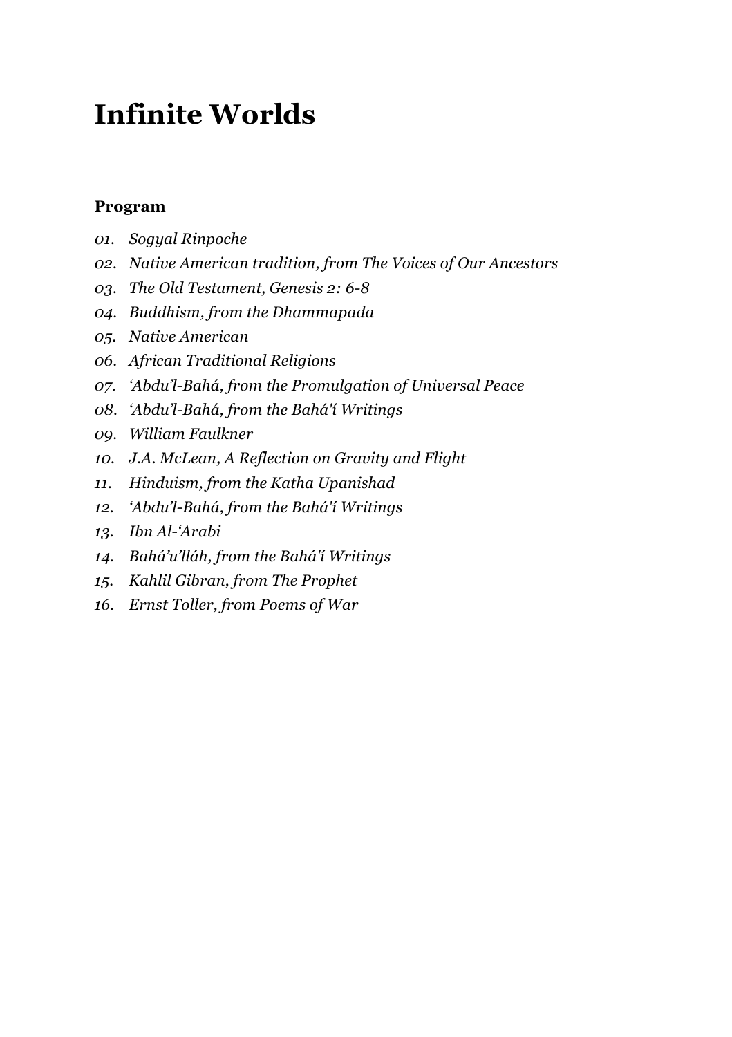# Infinite Worlds

**Program**

*01. Sogyal Rinpoche*
*02. Native American tradition, from The Voices of Our Ancestors*
*03. The Old Testament, Genesis 2: 6-8*
*04. Buddhism, from the Dhammapada*
*05. Native American*
*06. African Traditional Religions*
*07. ‘Abdu’l-Bahá, from the Promulgation of Universal Peace*
*08. ‘Abdu’l-Bahá, from the Bahá'í Writings*
*09. William Faulkner*
*10. J.A. McLean, A Reflection on Gravity and Flight*
*11. Hinduism, from the Katha Upanishad*
*12. ‘Abdu’l-Bahá, from the Bahá'í Writings*
*13. Ibn Al-‘Arabi*
*14. Bahá’u’lláh, from the Bahá'í Writings*
*15. Kahlil Gibran, from The Prophet*
*16. Ernst Toller, from Poems of War*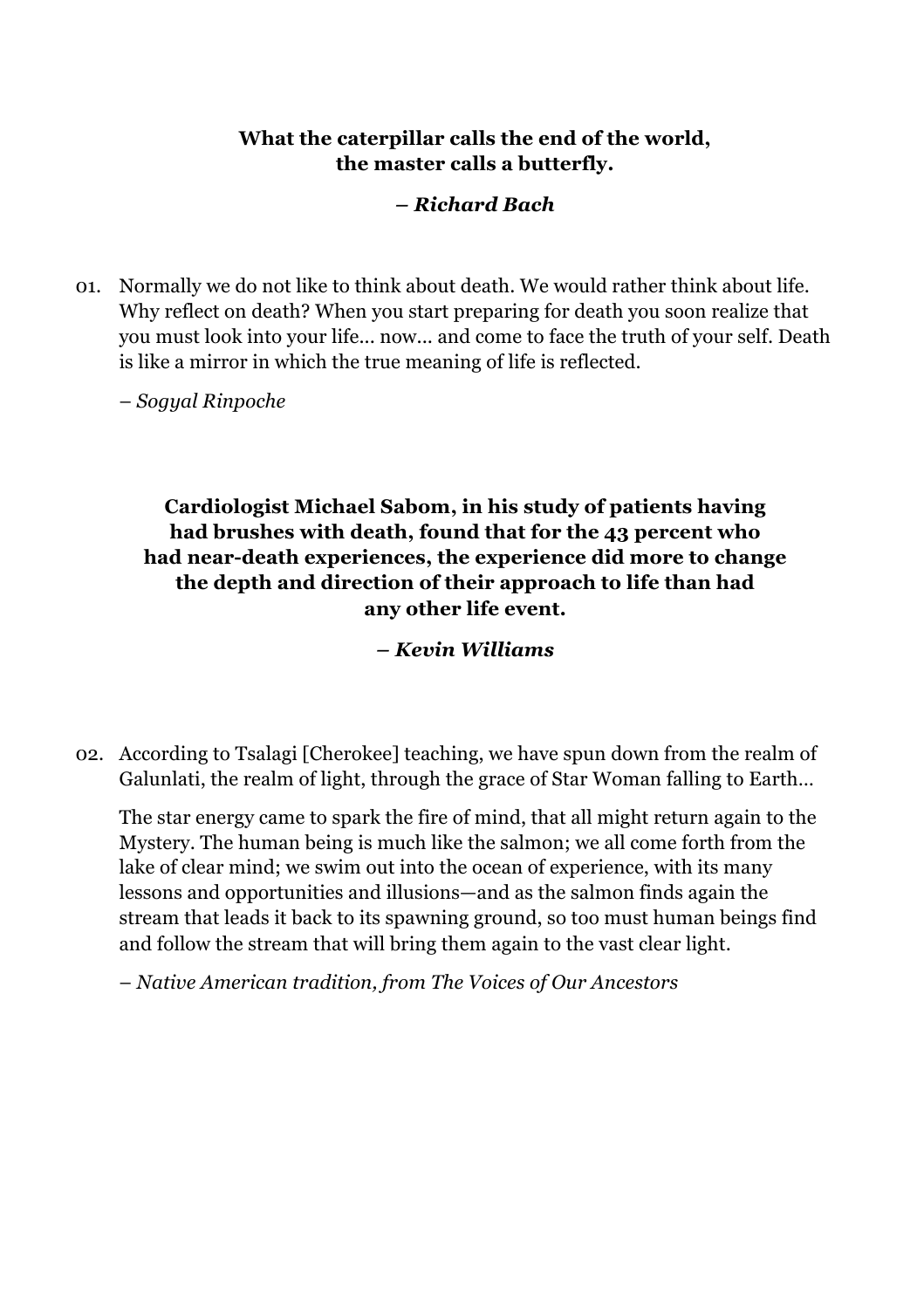**What the caterpillar calls the end of the world,**
**the master calls a butterfly.**

***– Richard Bach***

01. Normally we do not like to think about death. We would rather think about life. Why reflect on death? When you start preparing for death you soon realize that you must look into your life... now... and come to face the truth of your self. Death is like a mirror in which the true meaning of life is reflected.

    *– Sogyal Rinpoche*

**Cardiologist Michael Sabom, in his study of patients having had brushes with death, found that for the 43 percent who had near-death experiences, the experience did more to change the depth and direction of their approach to life than had any other life event.**

***– Kevin Williams***

02. According to Tsalagi [Cherokee] teaching, we have spun down from the realm of Galunlati, the realm of light, through the grace of Star Woman falling to Earth…

    The star energy came to spark the fire of mind, that all might return again to the Mystery. The human being is much like the salmon; we all come forth from the lake of clear mind; we swim out into the ocean of experience, with its many lessons and opportunities and illusions—and as the salmon finds again the stream that leads it back to its spawning ground, so too must human beings find and follow the stream that will bring them again to the vast clear light.

    *– Native American tradition, from The Voices of Our Ancestors*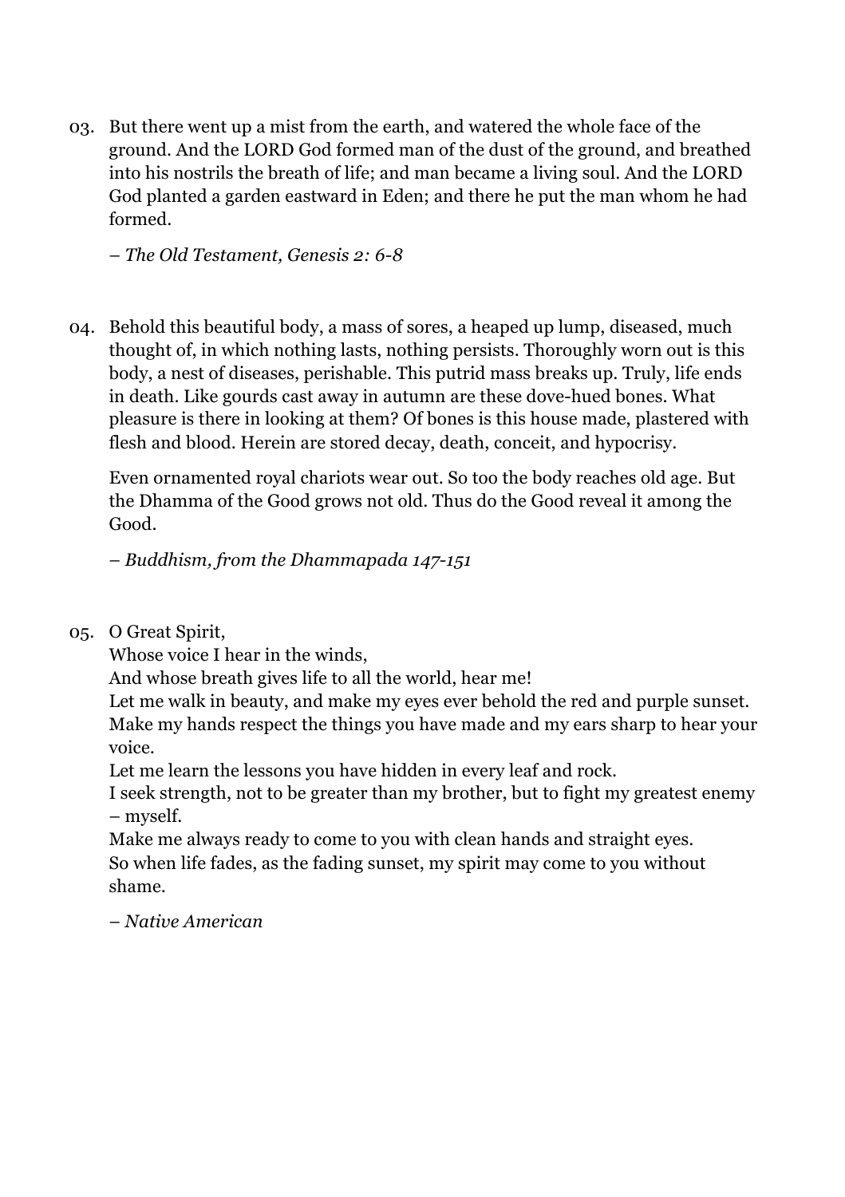03. But there went up a mist from the earth, and watered the whole face of the ground. And the LORD God formed man of the dust of the ground, and breathed into his nostrils the breath of life; and man became a living soul. And the LORD God planted a garden eastward in Eden; and there he put the man whom he had formed.

    – *The Old Testament, Genesis 2: 6-8*

04. Behold this beautiful body, a mass of sores, a heaped up lump, diseased, much thought of, in which nothing lasts, nothing persists. Thoroughly worn out is this body, a nest of diseases, perishable. This putrid mass breaks up. Truly, life ends in death. Like gourds cast away in autumn are these dove-hued bones. What pleasure is there in looking at them? Of bones is this house made, plastered with flesh and blood. Herein are stored decay, death, conceit, and hypocrisy.

    Even ornamented royal chariots wear out. So too the body reaches old age. But the Dhamma of the Good grows not old. Thus do the Good reveal it among the Good.

    – *Buddhism, from the Dhammapada 147-151*

05. O Great Spirit,  
    Whose voice I hear in the winds,  
    And whose breath gives life to all the world, hear me!  
    Let me walk in beauty, and make my eyes ever behold the red and purple sunset.  
    Make my hands respect the things you have made and my ears sharp to hear your voice.  
    Let me learn the lessons you have hidden in every leaf and rock.  
    I seek strength, not to be greater than my brother, but to fight my greatest enemy – myself.  
    Make me always ready to come to you with clean hands and straight eyes.  
    So when life fades, as the fading sunset, my spirit may come to you without shame.

    – *Native American*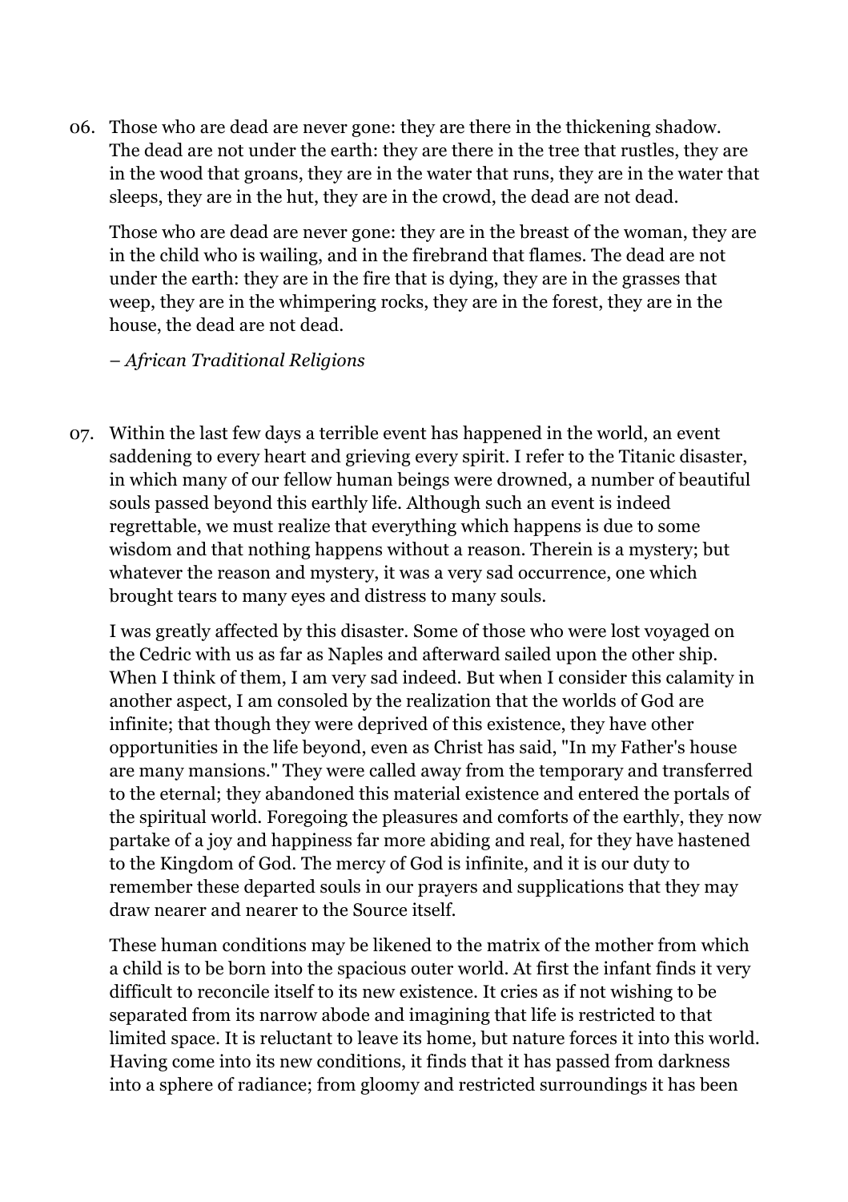06. Those who are dead are never gone: they are there in the thickening shadow. The dead are not under the earth: they are there in the tree that rustles, they are in the wood that groans, they are in the water that runs, they are in the water that sleeps, they are in the hut, they are in the crowd, the dead are not dead.

    Those who are dead are never gone: they are in the breast of the woman, they are in the child who is wailing, and in the firebrand that flames. The dead are not under the earth: they are in the fire that is dying, they are in the grasses that weep, they are in the whimpering rocks, they are in the forest, they are in the house, the dead are not dead.

    *– African Traditional Religions*

07. Within the last few days a terrible event has happened in the world, an event saddening to every heart and grieving every spirit. I refer to the Titanic disaster, in which many of our fellow human beings were drowned, a number of beautiful souls passed beyond this earthly life. Although such an event is indeed regrettable, we must realize that everything which happens is due to some wisdom and that nothing happens without a reason. Therein is a mystery; but whatever the reason and mystery, it was a very sad occurrence, one which brought tears to many eyes and distress to many souls.

    I was greatly affected by this disaster. Some of those who were lost voyaged on the Cedric with us as far as Naples and afterward sailed upon the other ship. When I think of them, I am very sad indeed. But when I consider this calamity in another aspect, I am consoled by the realization that the worlds of God are infinite; that though they were deprived of this existence, they have other opportunities in the life beyond, even as Christ has said, "In my Father's house are many mansions." They were called away from the temporary and transferred to the eternal; they abandoned this material existence and entered the portals of the spiritual world. Foregoing the pleasures and comforts of the earthly, they now partake of a joy and happiness far more abiding and real, for they have hastened to the Kingdom of God. The mercy of God is infinite, and it is our duty to remember these departed souls in our prayers and supplications that they may draw nearer and nearer to the Source itself.

    These human conditions may be likened to the matrix of the mother from which a child is to be born into the spacious outer world. At first the infant finds it very difficult to reconcile itself to its new existence. It cries as if not wishing to be separated from its narrow abode and imagining that life is restricted to that limited space. It is reluctant to leave its home, but nature forces it into this world. Having come into its new conditions, it finds that it has passed from darkness into a sphere of radiance; from gloomy and restricted surroundings it has been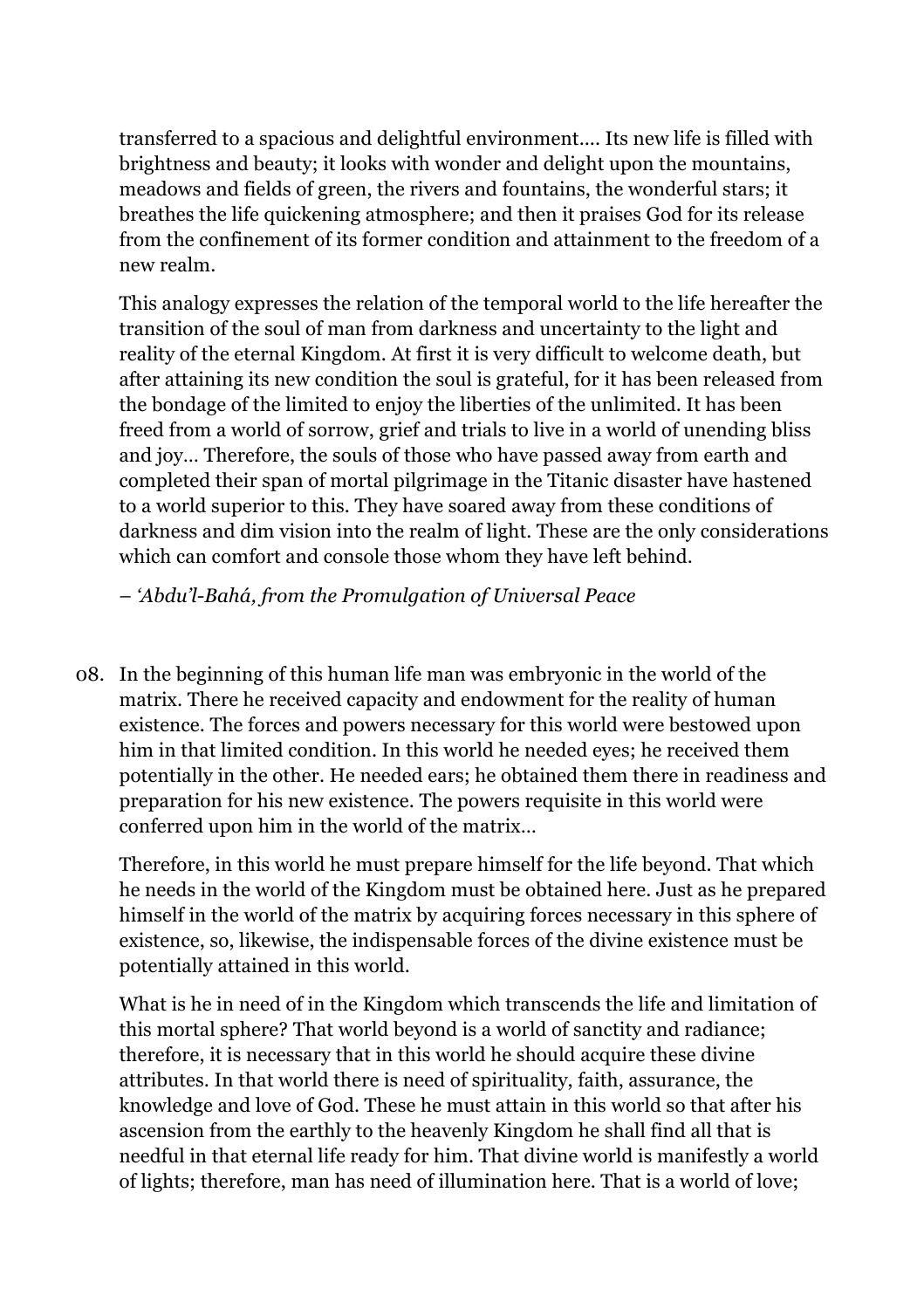transferred to a spacious and delightful environment.... Its new life is filled with brightness and beauty; it looks with wonder and delight upon the mountains, meadows and fields of green, the rivers and fountains, the wonderful stars; it breathes the life quickening atmosphere; and then it praises God for its release from the confinement of its former condition and attainment to the freedom of a new realm.

This analogy expresses the relation of the temporal world to the life hereafter the transition of the soul of man from darkness and uncertainty to the light and reality of the eternal Kingdom. At first it is very difficult to welcome death, but after attaining its new condition the soul is grateful, for it has been released from the bondage of the limited to enjoy the liberties of the unlimited. It has been freed from a world of sorrow, grief and trials to live in a world of unending bliss and joy… Therefore, the souls of those who have passed away from earth and completed their span of mortal pilgrimage in the Titanic disaster have hastened to a world superior to this. They have soared away from these conditions of darkness and dim vision into the realm of light. These are the only considerations which can comfort and console those whom they have left behind.

*– ʻAbdu'l-Bahá, from the Promulgation of Universal Peace*

08. In the beginning of this human life man was embryonic in the world of the matrix. There he received capacity and endowment for the reality of human existence. The forces and powers necessary for this world were bestowed upon him in that limited condition. In this world he needed eyes; he received them potentially in the other. He needed ears; he obtained them there in readiness and preparation for his new existence. The powers requisite in this world were conferred upon him in the world of the matrix…

    Therefore, in this world he must prepare himself for the life beyond. That which he needs in the world of the Kingdom must be obtained here. Just as he prepared himself in the world of the matrix by acquiring forces necessary in this sphere of existence, so, likewise, the indispensable forces of the divine existence must be potentially attained in this world.

    What is he in need of in the Kingdom which transcends the life and limitation of this mortal sphere? That world beyond is a world of sanctity and radiance; therefore, it is necessary that in this world he should acquire these divine attributes. In that world there is need of spirituality, faith, assurance, the knowledge and love of God. These he must attain in this world so that after his ascension from the earthly to the heavenly Kingdom he shall find all that is needful in that eternal life ready for him. That divine world is manifestly a world of lights; therefore, man has need of illumination here. That is a world of love;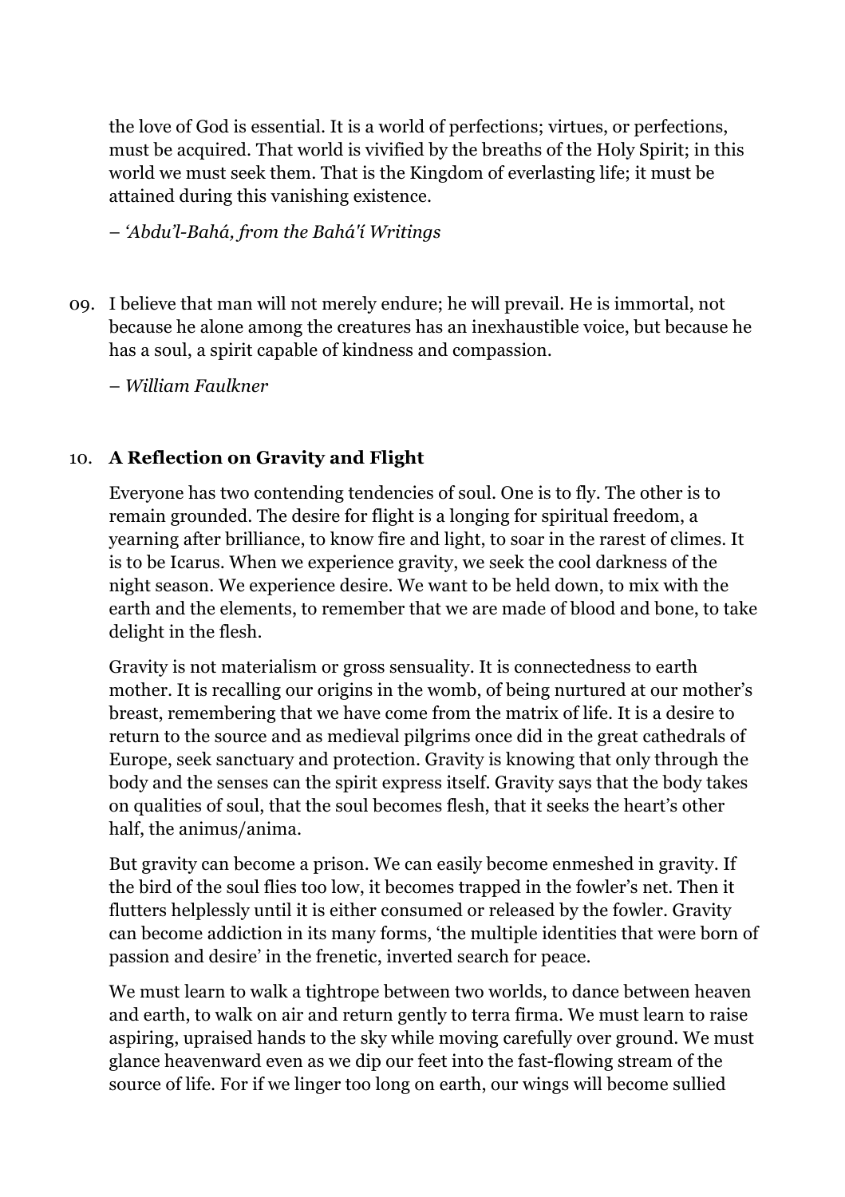the love of God is essential. It is a world of perfections; virtues, or perfections, must be acquired. That world is vivified by the breaths of the Holy Spirit; in this world we must seek them. That is the Kingdom of everlasting life; it must be attained during this vanishing existence.

*– 'Abdu'l-Bahá, from the Bahá'í Writings*

09. I believe that man will not merely endure; he will prevail. He is immortal, not because he alone among the creatures has an inexhaustible voice, but because he has a soul, a spirit capable of kindness and compassion.

    *– William Faulkner*

10. **A Reflection on Gravity and Flight**

    Everyone has two contending tendencies of soul. One is to fly. The other is to remain grounded. The desire for flight is a longing for spiritual freedom, a yearning after brilliance, to know fire and light, to soar in the rarest of climes. It is to be Icarus. When we experience gravity, we seek the cool darkness of the night season. We experience desire. We want to be held down, to mix with the earth and the elements, to remember that we are made of blood and bone, to take delight in the flesh.

    Gravity is not materialism or gross sensuality. It is connectedness to earth mother. It is recalling our origins in the womb, of being nurtured at our mother's breast, remembering that we have come from the matrix of life. It is a desire to return to the source and as medieval pilgrims once did in the great cathedrals of Europe, seek sanctuary and protection. Gravity is knowing that only through the body and the senses can the spirit express itself. Gravity says that the body takes on qualities of soul, that the soul becomes flesh, that it seeks the heart's other half, the animus/anima.

    But gravity can become a prison. We can easily become enmeshed in gravity. If the bird of the soul flies too low, it becomes trapped in the fowler's net. Then it flutters helplessly until it is either consumed or released by the fowler. Gravity can become addiction in its many forms, 'the multiple identities that were born of passion and desire' in the frenetic, inverted search for peace.

    We must learn to walk a tightrope between two worlds, to dance between heaven and earth, to walk on air and return gently to terra firma. We must learn to raise aspiring, upraised hands to the sky while moving carefully over ground. We must glance heavenward even as we dip our feet into the fast-flowing stream of the source of life. For if we linger too long on earth, our wings will become sullied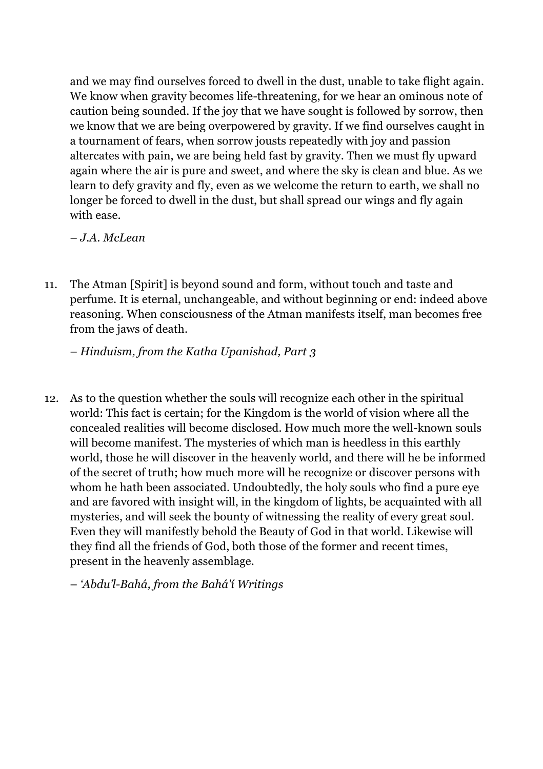and we may find ourselves forced to dwell in the dust, unable to take flight again. We know when gravity becomes life-threatening, for we hear an ominous note of caution being sounded. If the joy that we have sought is followed by sorrow, then we know that we are being overpowered by gravity. If we find ourselves caught in a tournament of fears, when sorrow jousts repeatedly with joy and passion altercates with pain, we are being held fast by gravity. Then we must fly upward again where the air is pure and sweet, and where the sky is clean and blue. As we learn to defy gravity and fly, even as we welcome the return to earth, we shall no longer be forced to dwell in the dust, but shall spread our wings and fly again with ease.

– *J.A. McLean*

11. The Atman [Spirit] is beyond sound and form, without touch and taste and perfume. It is eternal, unchangeable, and without beginning or end: indeed above reasoning. When consciousness of the Atman manifests itself, man becomes free from the jaws of death.

    – *Hinduism, from the Katha Upanishad, Part 3*

12. As to the question whether the souls will recognize each other in the spiritual world: This fact is certain; for the Kingdom is the world of vision where all the concealed realities will become disclosed. How much more the well-known souls will become manifest. The mysteries of which man is heedless in this earthly world, those he will discover in the heavenly world, and there will he be informed of the secret of truth; how much more will he recognize or discover persons with whom he hath been associated. Undoubtedly, the holy souls who find a pure eye and are favored with insight will, in the kingdom of lights, be acquainted with all mysteries, and will seek the bounty of witnessing the reality of every great soul. Even they will manifestly behold the Beauty of God in that world. Likewise will they find all the friends of God, both those of the former and recent times, present in the heavenly assemblage.

    – *'Abdu'l-Bahá, from the Bahá'í Writings*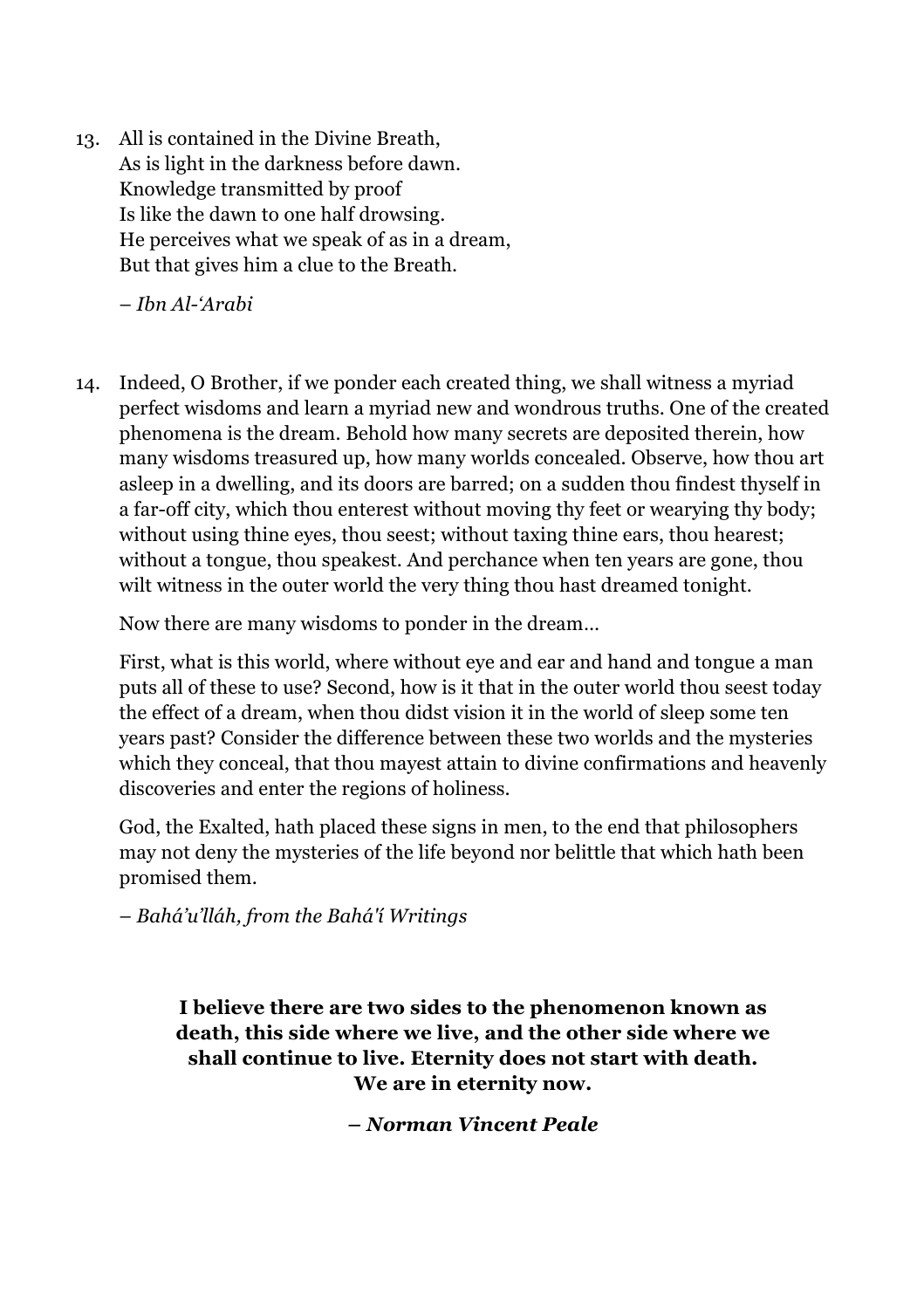13. All is contained in the Divine Breath,
    As is light in the darkness before dawn.
    Knowledge transmitted by proof
    Is like the dawn to one half drowsing.
    He perceives what we speak of as in a dream,
    But that gives him a clue to the Breath.

    *– Ibn Al-'Arabi*

14. Indeed, O Brother, if we ponder each created thing, we shall witness a myriad perfect wisdoms and learn a myriad new and wondrous truths. One of the created phenomena is the dream. Behold how many secrets are deposited therein, how many wisdoms treasured up, how many worlds concealed. Observe, how thou art asleep in a dwelling, and its doors are barred; on a sudden thou findest thyself in a far-off city, which thou enterest without moving thy feet or wearying thy body; without using thine eyes, thou seest; without taxing thine ears, thou hearest; without a tongue, thou speakest. And perchance when ten years are gone, thou wilt witness in the outer world the very thing thou hast dreamed tonight.

    Now there are many wisdoms to ponder in the dream…

    First, what is this world, where without eye and ear and hand and tongue a man puts all of these to use? Second, how is it that in the outer world thou seest today the effect of a dream, when thou didst vision it in the world of sleep some ten years past? Consider the difference between these two worlds and the mysteries which they conceal, that thou mayest attain to divine confirmations and heavenly discoveries and enter the regions of holiness.

    God, the Exalted, hath placed these signs in men, to the end that philosophers may not deny the mysteries of the life beyond nor belittle that which hath been promised them.

    *– Bahá'u'lláh, from the Bahá'í Writings*

**I believe there are two sides to the phenomenon known as death, this side where we live, and the other side where we shall continue to live. Eternity does not start with death. We are in eternity now.**

***– Norman Vincent Peale***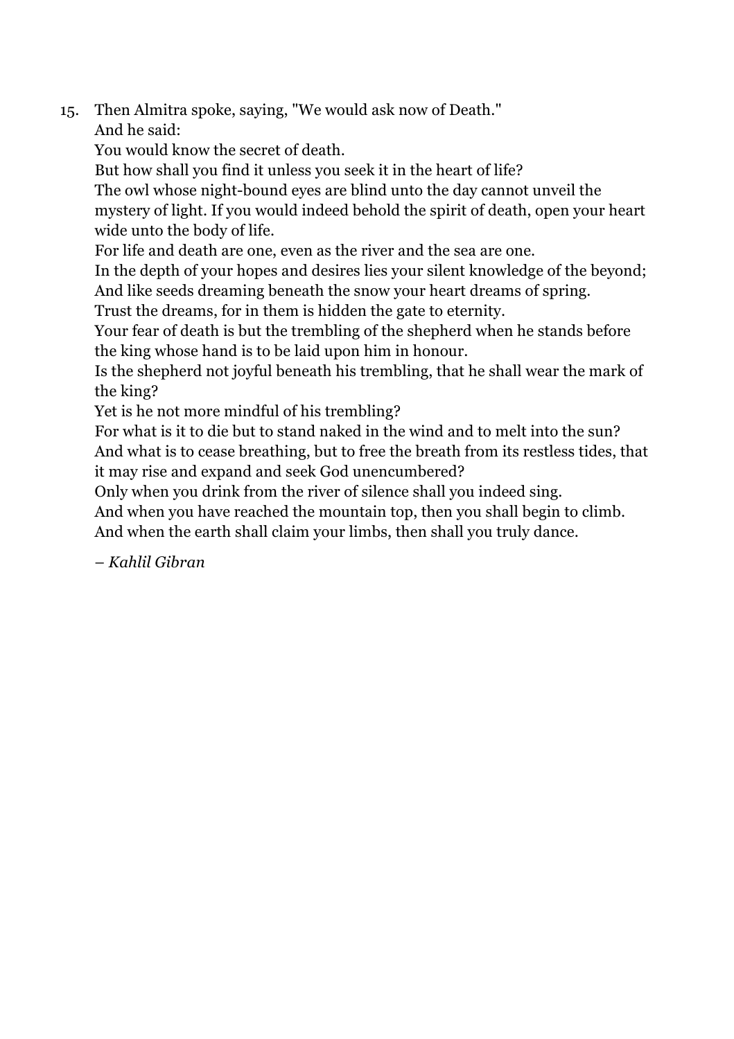15. Then Almitra spoke, saying, "We would ask now of Death."
    And he said:
    You would know the secret of death.
    But how shall you find it unless you seek it in the heart of life?
    The owl whose night-bound eyes are blind unto the day cannot unveil the mystery of light. If you would indeed behold the spirit of death, open your heart wide unto the body of life.
    For life and death are one, even as the river and the sea are one.
    In the depth of your hopes and desires lies your silent knowledge of the beyond;
    And like seeds dreaming beneath the snow your heart dreams of spring.
    Trust the dreams, for in them is hidden the gate to eternity.
    Your fear of death is but the trembling of the shepherd when he stands before the king whose hand is to be laid upon him in honour.
    Is the shepherd not joyful beneath his trembling, that he shall wear the mark of the king?
    Yet is he not more mindful of his trembling?
    For what is it to die but to stand naked in the wind and to melt into the sun?
    And what is to cease breathing, but to free the breath from its restless tides, that it may rise and expand and seek God unencumbered?
    Only when you drink from the river of silence shall you indeed sing.
    And when you have reached the mountain top, then you shall begin to climb.
    And when the earth shall claim your limbs, then shall you truly dance.

    – *Kahlil Gibran*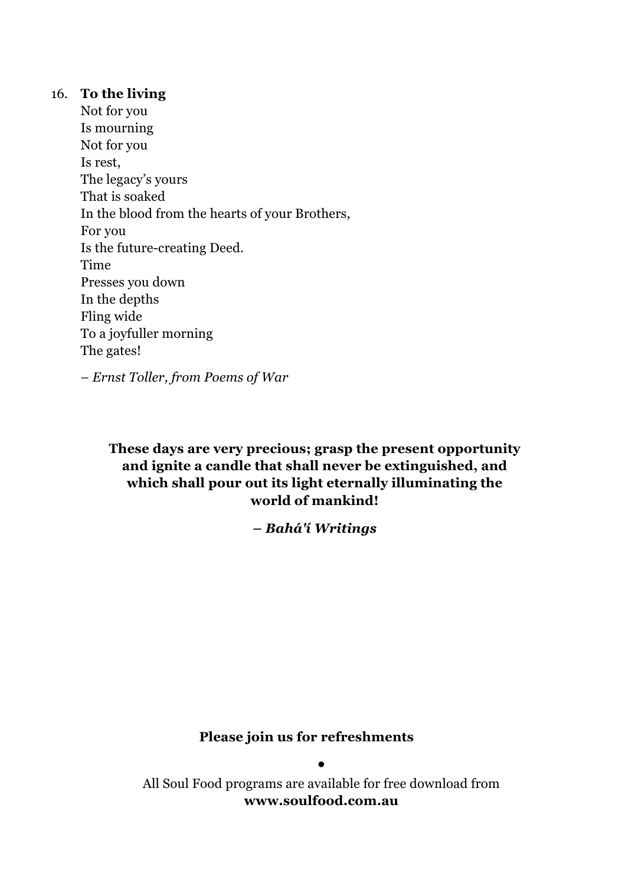16. **To the living**
    Not for you
    Is mourning
    Not for you
    Is rest,
    The legacy's yours
    That is soaked
    In the blood from the hearts of your Brothers,
    For you
    Is the future-creating Deed.
    Time
    Presses you down
    In the depths
    Fling wide
    To a joyfuller morning
    The gates!

    – *Ernst Toller, from Poems of War*

**These days are very precious; grasp the present opportunity and ignite a candle that shall never be extinguished, and which shall pour out its light eternally illuminating the world of mankind!**

***– Bahá'í Writings***

**Please join us for refreshments**

•

All Soul Food programs are available for free download from
**www.soulfood.com.au**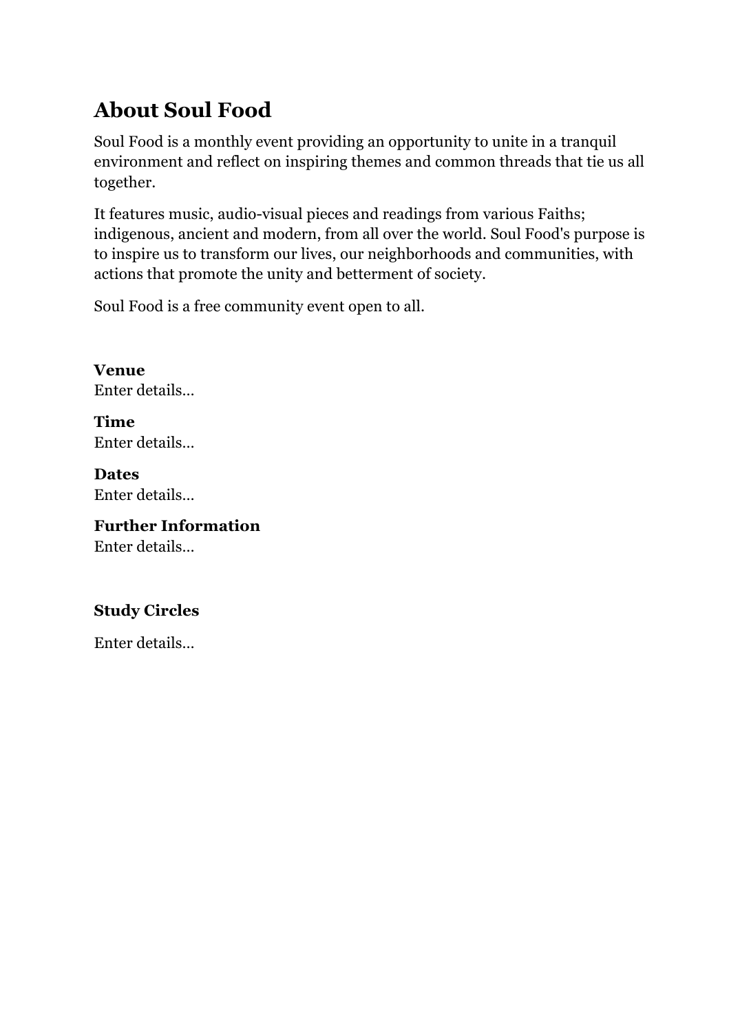## About Soul Food

Soul Food is a monthly event providing an opportunity to unite in a tranquil environment and reflect on inspiring themes and common threads that tie us all together.

It features music, audio-visual pieces and readings from various Faiths; indigenous, ancient and modern, from all over the world. Soul Food's purpose is to inspire us to transform our lives, our neighborhoods and communities, with actions that promote the unity and betterment of society.

Soul Food is a free community event open to all.

**Venue**
Enter details...

**Time**
Enter details...

**Dates**
Enter details...

**Further Information**
Enter details...

**Study Circles**

Enter details...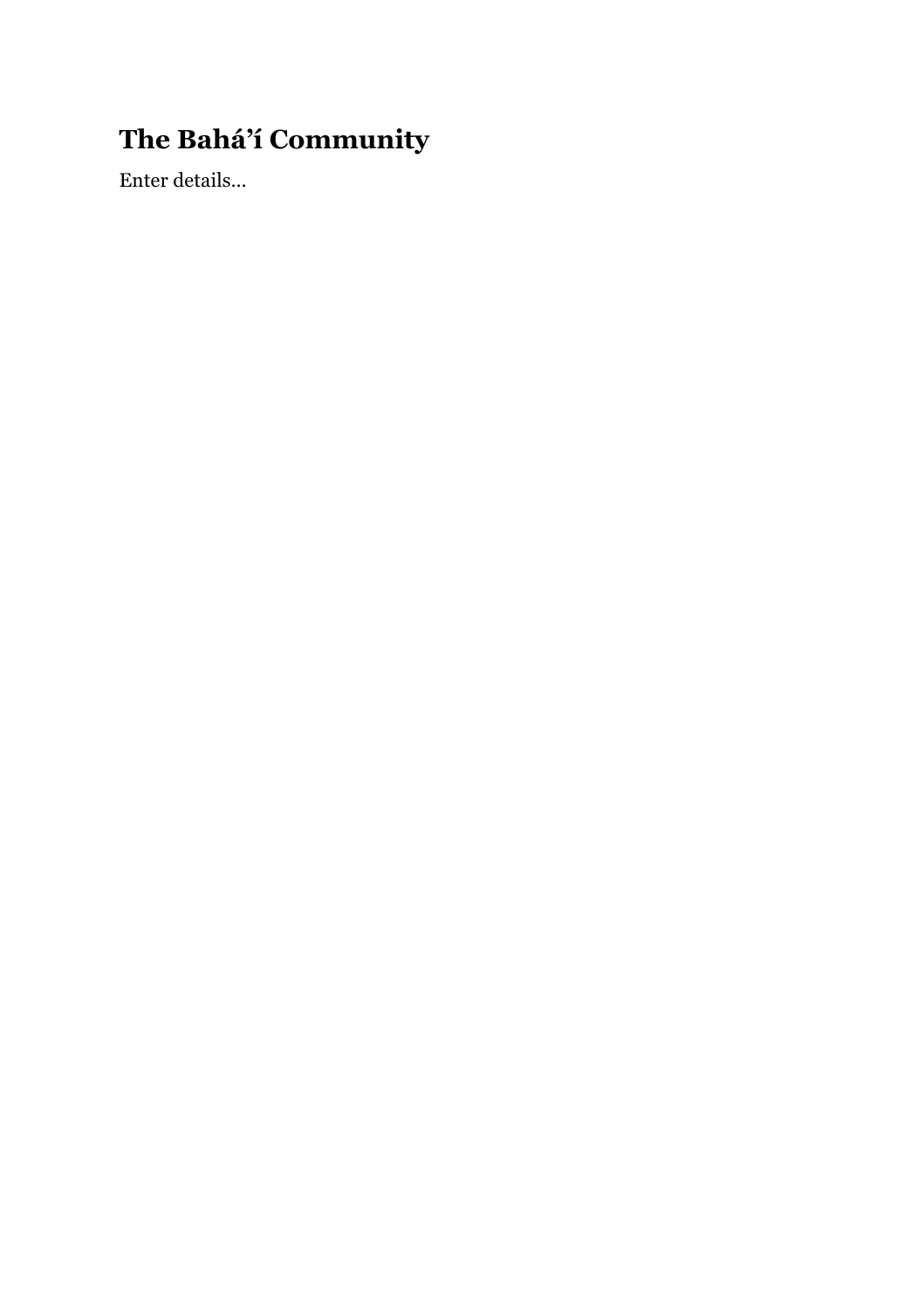## The Bahá'í Community

Enter details...